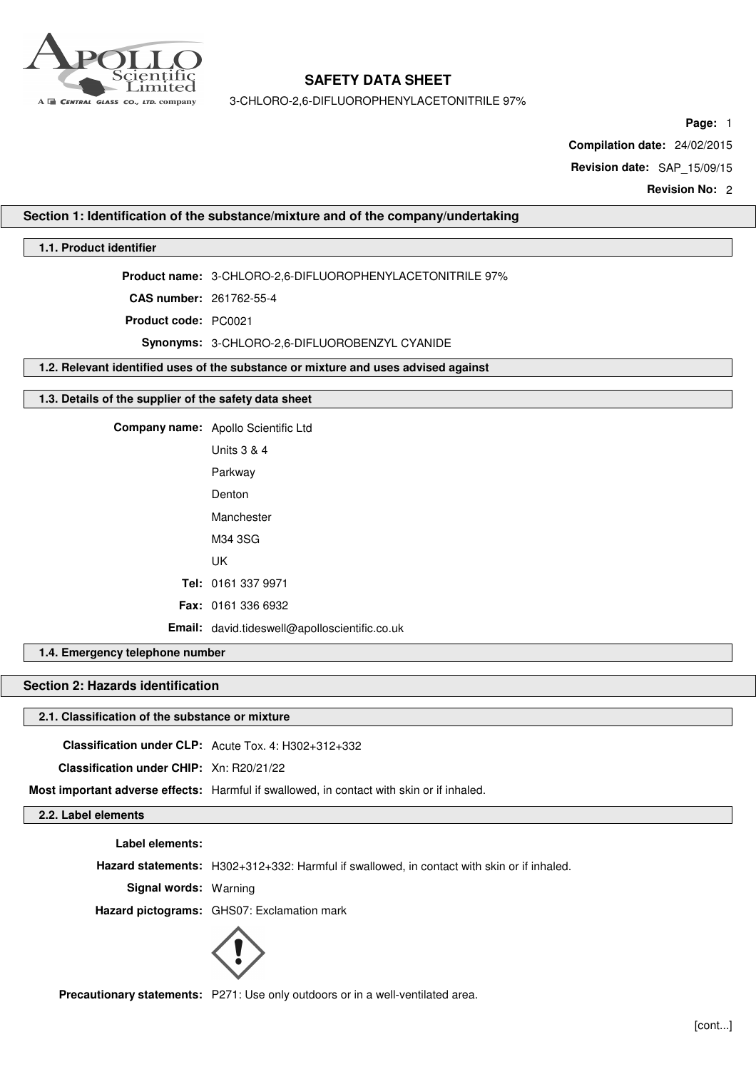# SAFETY DATA SHEET

3-CHLORO-2,6-DIFLUOROPHENYLACETONITRILE 97%

**Compilation date:** 24/02/2015

**Revision date:** SAP_15/09/15

**Revision No:** 2

## Section 1: Identification of the substance/mixture and of the company/undertaking

### 1.1. Product identifier

**Product name:** 3-CHLORO-2,6-DIFLUOROPHENYLACETONITRILE 97%

**CAS number:** 261762-55-4

**Product code:** PC0021

**Synonyms:** 3-CHLORO-2,6-DIFLUOROBENZYL CYANIDE

### 1.2. Relevant identified uses of the substance or mixture and uses advised against

### 1.3. Details of the supplier of the safety data sheet

**Company name:** Apollo Scientific Ltd
Units 3 & 4
Parkway
Denton
Manchester
M34 3SG
UK

**Tel:** 0161 337 9971

**Fax:** 0161 336 6932

**Email:** david.tideswell@apolloscientific.co.uk

### 1.4. Emergency telephone number

## Section 2: Hazards identification

### 2.1. Classification of the substance or mixture

**Classification under CLP:** Acute Tox. 4: H302+312+332

**Classification under CHIP:** Xn: R20/21/22

**Most important adverse effects:** Harmful if swallowed, in contact with skin or if inhaled.

### 2.2. Label elements

**Label elements:**

**Hazard statements:** H302+312+332: Harmful if swallowed, in contact with skin or if inhaled.

**Signal words:** Warning

**Hazard pictograms:** GHS07: Exclamation mark

**Precautionary statements:** P271: Use only outdoors or in a well-ventilated area.

[cont...]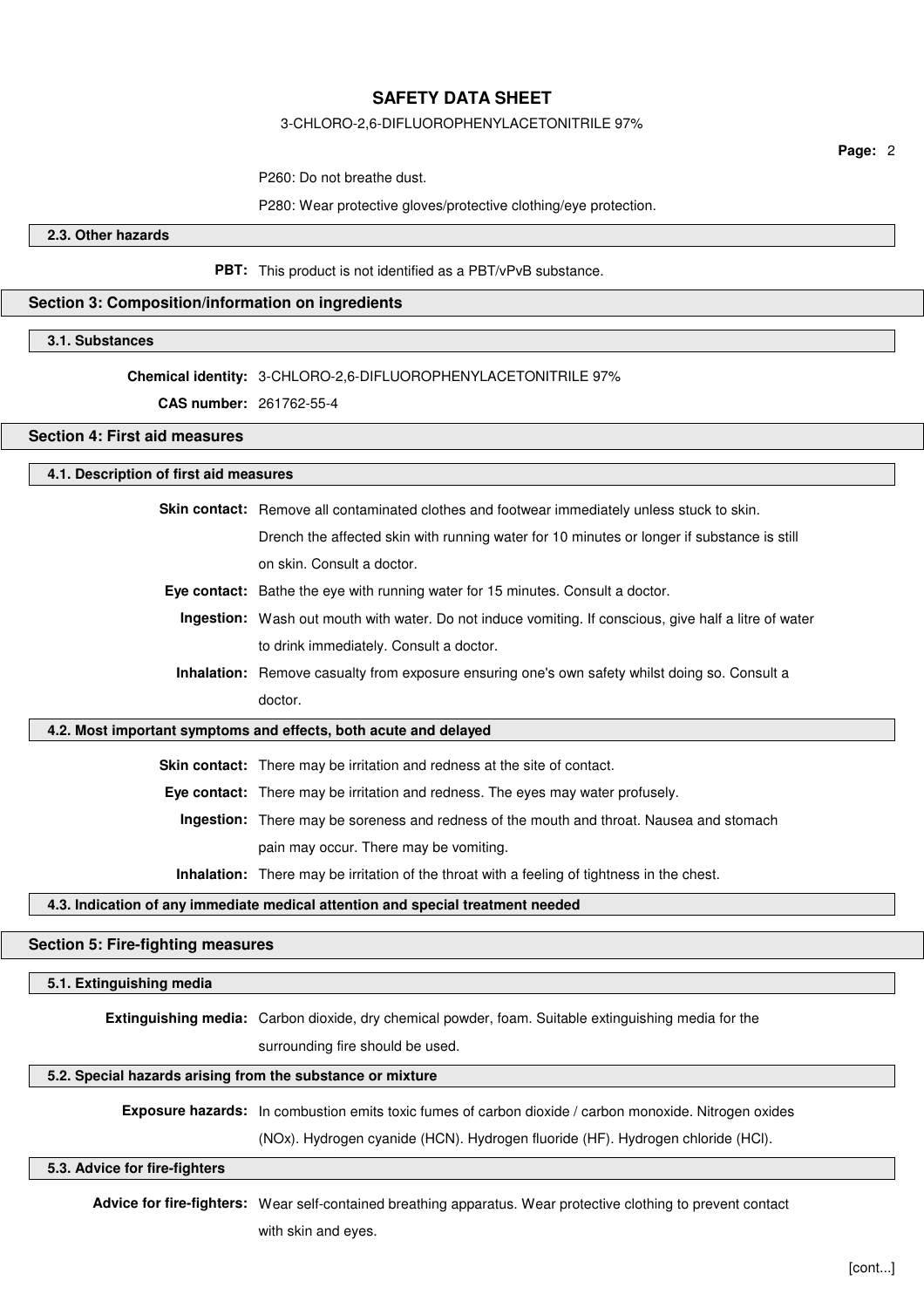P260: Do not breathe dust.

P280: Wear protective gloves/protective clothing/eye protection.

### 2.3. Other hazards

**PBT:** This product is not identified as a PBT/vPvB substance.

## Section 3: Composition/information on ingredients

### 3.1. Substances

**Chemical identity:** 3-CHLORO-2,6-DIFLUOROPHENYLACETONITRILE 97%

**CAS number:** 261762-55-4

## Section 4: First aid measures

### 4.1. Description of first aid measures

**Skin contact:** Remove all contaminated clothes and footwear immediately unless stuck to skin. Drench the affected skin with running water for 10 minutes or longer if substance is still on skin. Consult a doctor.

**Eye contact:** Bathe the eye with running water for 15 minutes. Consult a doctor.

**Ingestion:** Wash out mouth with water. Do not induce vomiting. If conscious, give half a litre of water to drink immediately. Consult a doctor.

**Inhalation:** Remove casualty from exposure ensuring one's own safety whilst doing so. Consult a doctor.

### 4.2. Most important symptoms and effects, both acute and delayed

**Skin contact:** There may be irritation and redness at the site of contact.

**Eye contact:** There may be irritation and redness. The eyes may water profusely.

**Ingestion:** There may be soreness and redness of the mouth and throat. Nausea and stomach pain may occur. There may be vomiting.

**Inhalation:** There may be irritation of the throat with a feeling of tightness in the chest.

### 4.3. Indication of any immediate medical attention and special treatment needed

## Section 5: Fire-fighting measures

### 5.1. Extinguishing media

**Extinguishing media:** Carbon dioxide, dry chemical powder, foam. Suitable extinguishing media for the surrounding fire should be used.

### 5.2. Special hazards arising from the substance or mixture

**Exposure hazards:** In combustion emits toxic fumes of carbon dioxide / carbon monoxide. Nitrogen oxides (NOx). Hydrogen cyanide (HCN). Hydrogen fluoride (HF). Hydrogen chloride (HCl).

### 5.3. Advice for fire-fighters

**Advice for fire-fighters:** Wear self-contained breathing apparatus. Wear protective clothing to prevent contact with skin and eyes.

[cont...]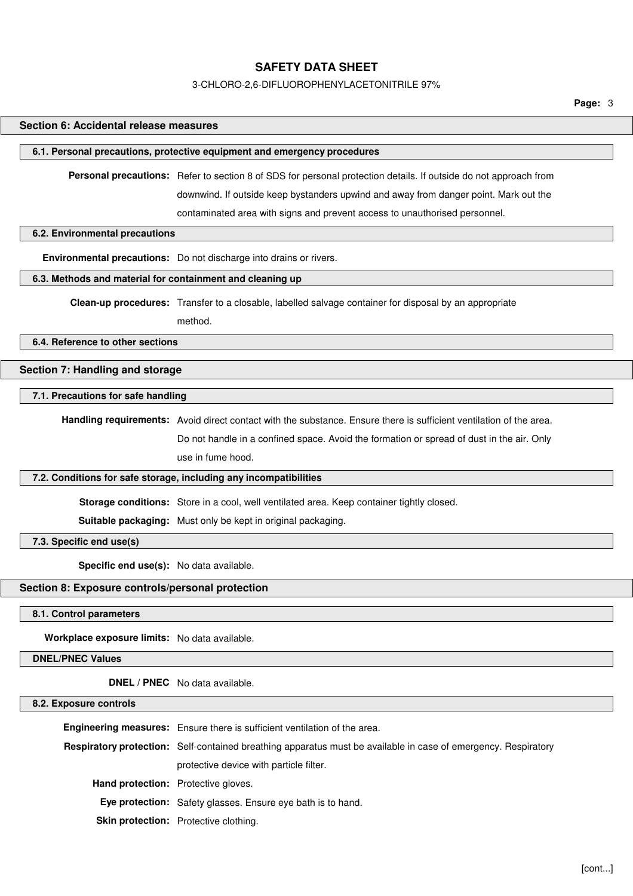## Section 6: Accidental release measures

### 6.1. Personal precautions, protective equipment and emergency procedures

**Personal precautions:** Refer to section 8 of SDS for personal protection details. If outside do not approach from downwind. If outside keep bystanders upwind and away from danger point. Mark out the contaminated area with signs and prevent access to unauthorised personnel.

### 6.2. Environmental precautions

**Environmental precautions:** Do not discharge into drains or rivers.

### 6.3. Methods and material for containment and cleaning up

**Clean-up procedures:** Transfer to a closable, labelled salvage container for disposal by an appropriate method.

### 6.4. Reference to other sections

## Section 7: Handling and storage

### 7.1. Precautions for safe handling

**Handling requirements:** Avoid direct contact with the substance. Ensure there is sufficient ventilation of the area. Do not handle in a confined space. Avoid the formation or spread of dust in the air. Only use in fume hood.

### 7.2. Conditions for safe storage, including any incompatibilities

**Storage conditions:** Store in a cool, well ventilated area. Keep container tightly closed.

**Suitable packaging:** Must only be kept in original packaging.

### 7.3. Specific end use(s)

**Specific end use(s):** No data available.

## Section 8: Exposure controls/personal protection

### 8.1. Control parameters

**Workplace exposure limits:** No data available.

### DNEL/PNEC Values

**DNEL / PNEC** No data available.

### 8.2. Exposure controls

**Engineering measures:** Ensure there is sufficient ventilation of the area.

**Respiratory protection:** Self-contained breathing apparatus must be available in case of emergency. Respiratory protective device with particle filter.

**Hand protection:** Protective gloves.

**Eye protection:** Safety glasses. Ensure eye bath is to hand.

**Skin protection:** Protective clothing.

[cont...]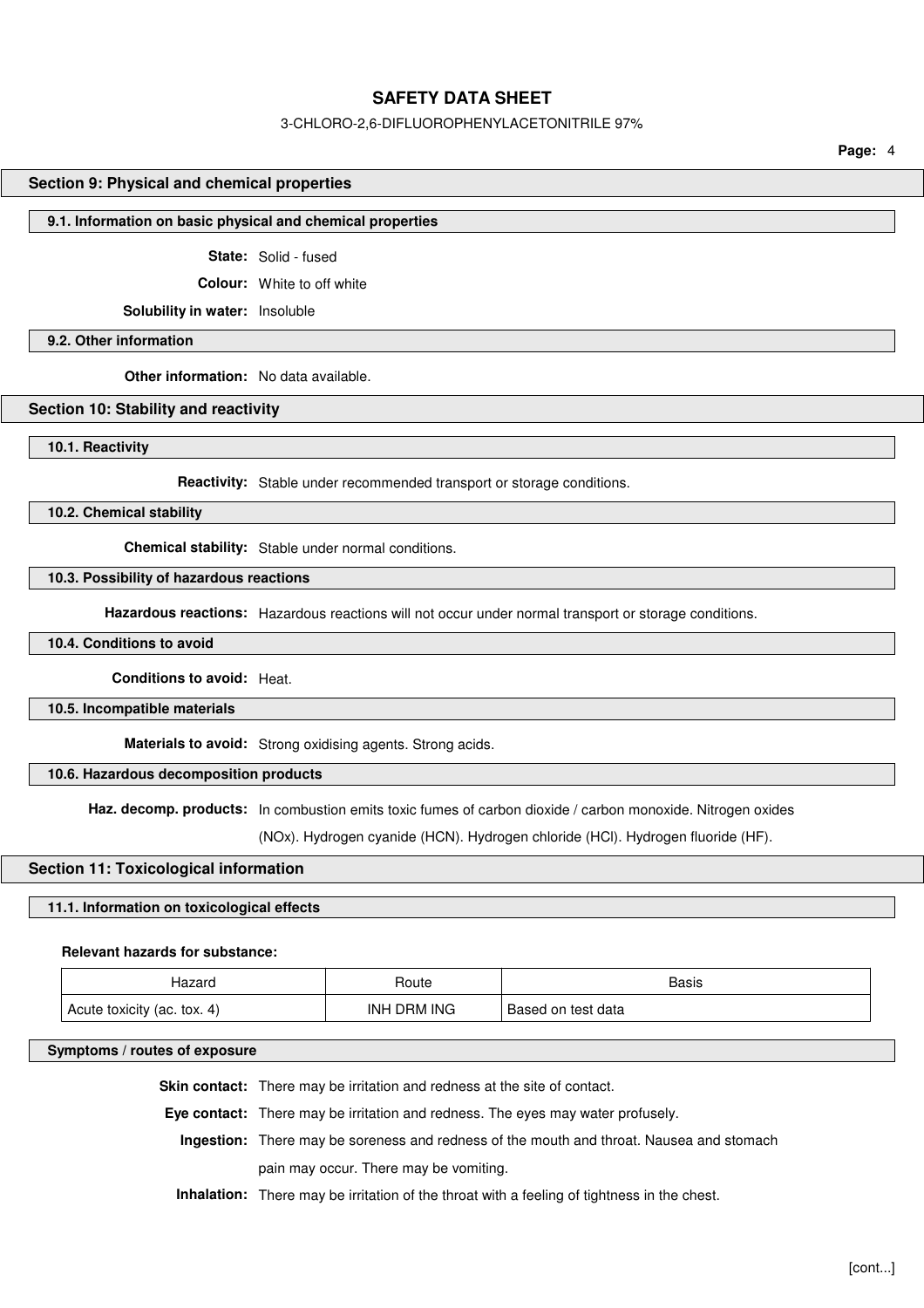## Section 9: Physical and chemical properties

### 9.1. Information on basic physical and chemical properties

**State:** Solid - fused

**Colour:** White to off white

**Solubility in water:** Insoluble

### 9.2. Other information

**Other information:** No data available.

## Section 10: Stability and reactivity

### 10.1. Reactivity

**Reactivity:** Stable under recommended transport or storage conditions.

### 10.2. Chemical stability

**Chemical stability:** Stable under normal conditions.

### 10.3. Possibility of hazardous reactions

**Hazardous reactions:** Hazardous reactions will not occur under normal transport or storage conditions.

### 10.4. Conditions to avoid

**Conditions to avoid:** Heat.

### 10.5. Incompatible materials

**Materials to avoid:** Strong oxidising agents. Strong acids.

### 10.6. Hazardous decomposition products

**Haz. decomp. products:** In combustion emits toxic fumes of carbon dioxide / carbon monoxide. Nitrogen oxides (NOx). Hydrogen cyanide (HCN). Hydrogen chloride (HCl). Hydrogen fluoride (HF).

## Section 11: Toxicological information

### 11.1. Information on toxicological effects

**Relevant hazards for substance:**

| Hazard | Route | Basis |
|---|---|---|
| Acute toxicity (ac. tox. 4) | INH DRM ING | Based on test data |

### Symptoms / routes of exposure

**Skin contact:** There may be irritation and redness at the site of contact.

**Eye contact:** There may be irritation and redness. The eyes may water profusely.

**Ingestion:** There may be soreness and redness of the mouth and throat. Nausea and stomach pain may occur. There may be vomiting.

**Inhalation:** There may be irritation of the throat with a feeling of tightness in the chest.

[cont...]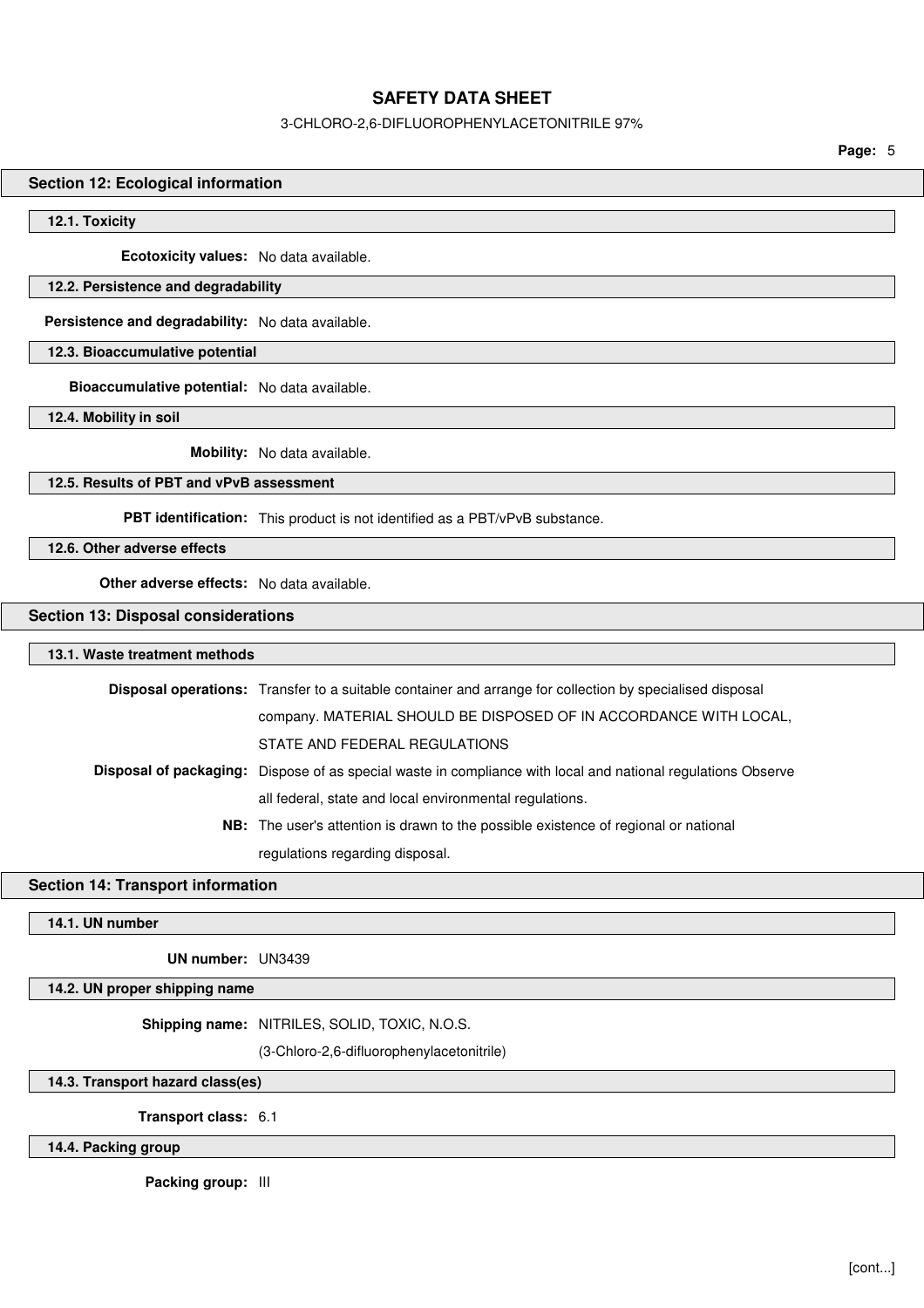## Section 12: Ecological information

### 12.1. Toxicity

**Ecotoxicity values:** No data available.

### 12.2. Persistence and degradability

**Persistence and degradability:** No data available.

### 12.3. Bioaccumulative potential

**Bioaccumulative potential:** No data available.

### 12.4. Mobility in soil

**Mobility:** No data available.

### 12.5. Results of PBT and vPvB assessment

**PBT identification:** This product is not identified as a PBT/vPvB substance.

### 12.6. Other adverse effects

**Other adverse effects:** No data available.

## Section 13: Disposal considerations

### 13.1. Waste treatment methods

**Disposal operations:** Transfer to a suitable container and arrange for collection by specialised disposal company. MATERIAL SHOULD BE DISPOSED OF IN ACCORDANCE WITH LOCAL, STATE AND FEDERAL REGULATIONS

**Disposal of packaging:** Dispose of as special waste in compliance with local and national regulations Observe all federal, state and local environmental regulations.

**NB:** The user's attention is drawn to the possible existence of regional or national regulations regarding disposal.

## Section 14: Transport information

### 14.1. UN number

**UN number:** UN3439

### 14.2. UN proper shipping name

**Shipping name:** NITRILES, SOLID, TOXIC, N.O.S. (3-Chloro-2,6-difluorophenylacetonitrile)

### 14.3. Transport hazard class(es)

**Transport class:** 6.1

### 14.4. Packing group

**Packing group:** III

[cont...]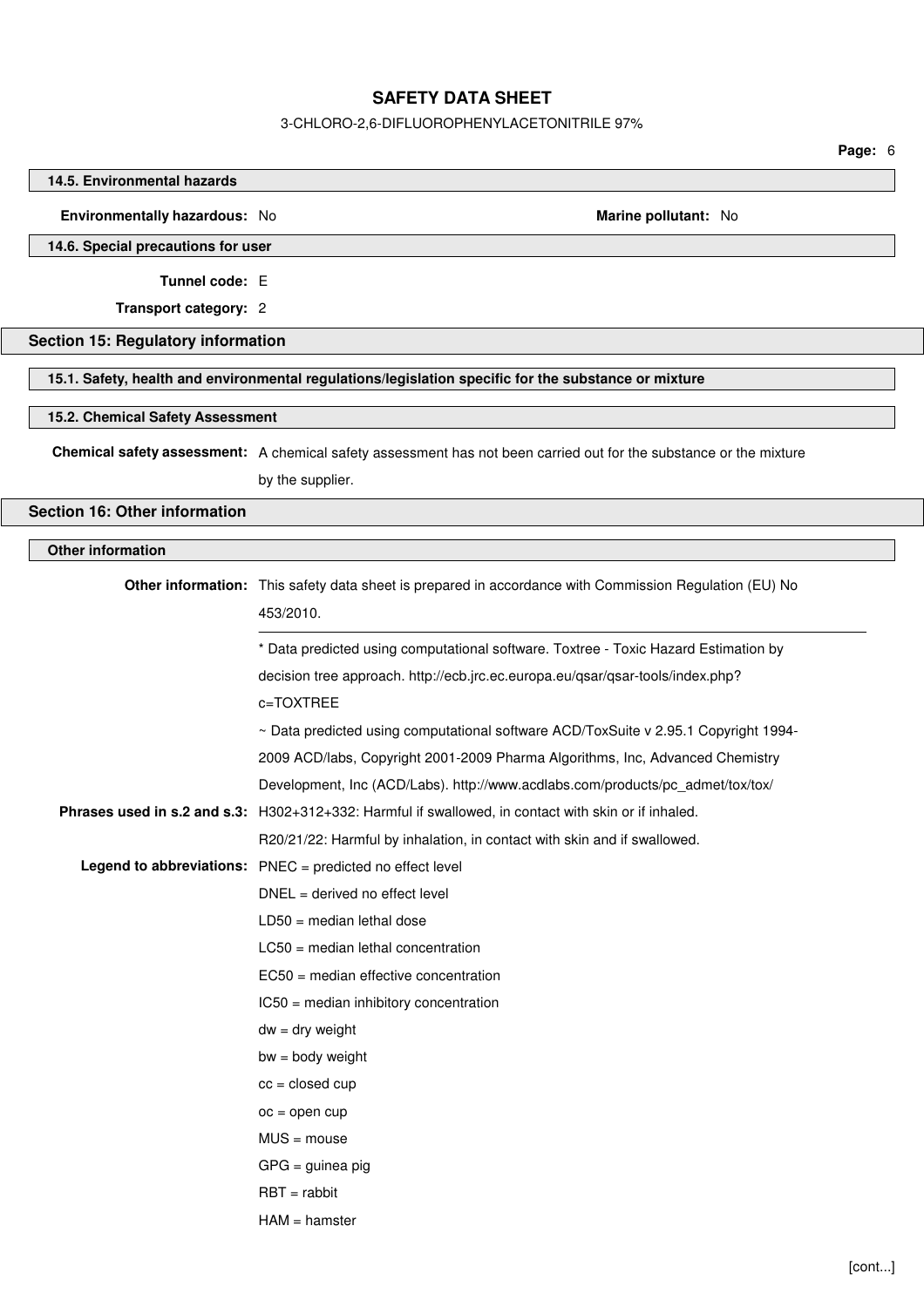### 14.5. Environmental hazards

**Environmentally hazardous:** No

**Marine pollutant:** No

### 14.6. Special precautions for user

**Tunnel code:** E

**Transport category:** 2

## Section 15: Regulatory information

### 15.1. Safety, health and environmental regulations/legislation specific for the substance or mixture

### 15.2. Chemical Safety Assessment

**Chemical safety assessment:** A chemical safety assessment has not been carried out for the substance or the mixture by the supplier.

## Section 16: Other information

### Other information

**Other information:** This safety data sheet is prepared in accordance with Commission Regulation (EU) No 453/2010.

---

* Data predicted using computational software. Toxtree - Toxic Hazard Estimation by decision tree approach. http://ecb.jrc.ec.europa.eu/qsar/qsar-tools/index.php?c=TOXTREE

~ Data predicted using computational software ACD/ToxSuite v 2.95.1 Copyright 1994-2009 ACD/labs, Copyright 2001-2009 Pharma Algorithms, Inc, Advanced Chemistry Development, Inc (ACD/Labs). http://www.acdlabs.com/products/pc_admet/tox/tox/

**Phrases used in s.2 and s.3:** H302+312+332: Harmful if swallowed, in contact with skin or if inhaled.

R20/21/22: Harmful by inhalation, in contact with skin and if swallowed.

**Legend to abbreviations:** PNEC = predicted no effect level

DNEL = derived no effect level

LD50 = median lethal dose

LC50 = median lethal concentration

EC50 = median effective concentration

IC50 = median inhibitory concentration

dw = dry weight

bw = body weight

cc = closed cup

oc = open cup

MUS = mouse

GPG = guinea pig

RBT = rabbit

HAM = hamster

[cont...]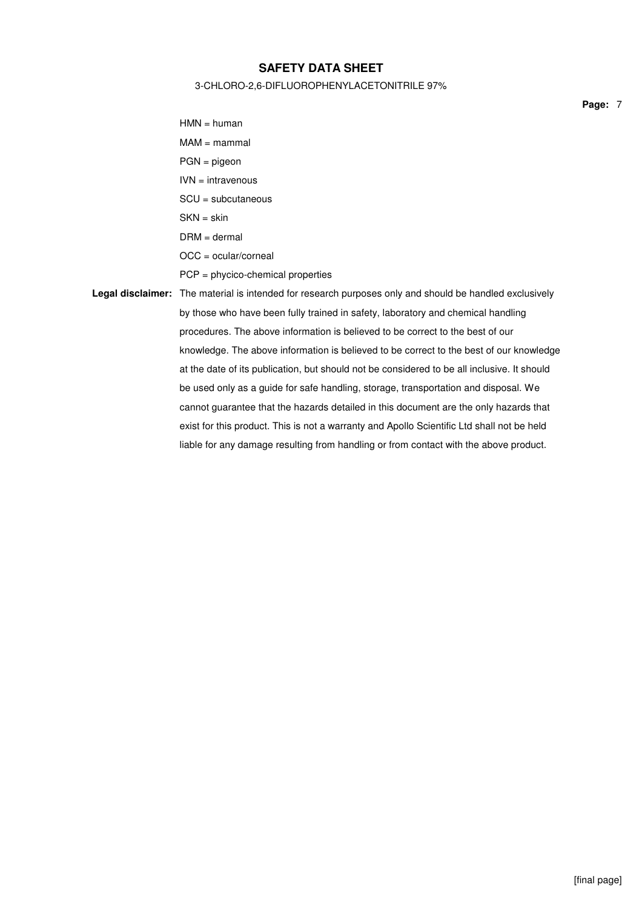HMN = human

MAM = mammal

PGN = pigeon

IVN = intravenous

SCU = subcutaneous

SKN = skin

DRM = dermal

OCC = ocular/corneal

PCP = phycico-chemical properties

**Legal disclaimer:** The material is intended for research purposes only and should be handled exclusively by those who have been fully trained in safety, laboratory and chemical handling procedures. The above information is believed to be correct to the best of our knowledge. The above information is believed to be correct to the best of our knowledge at the date of its publication, but should not be considered to be all inclusive. It should be used only as a guide for safe handling, storage, transportation and disposal. We cannot guarantee that the hazards detailed in this document are the only hazards that exist for this product. This is not a warranty and Apollo Scientific Ltd shall not be held liable for any damage resulting from handling or from contact with the above product.

[final page]